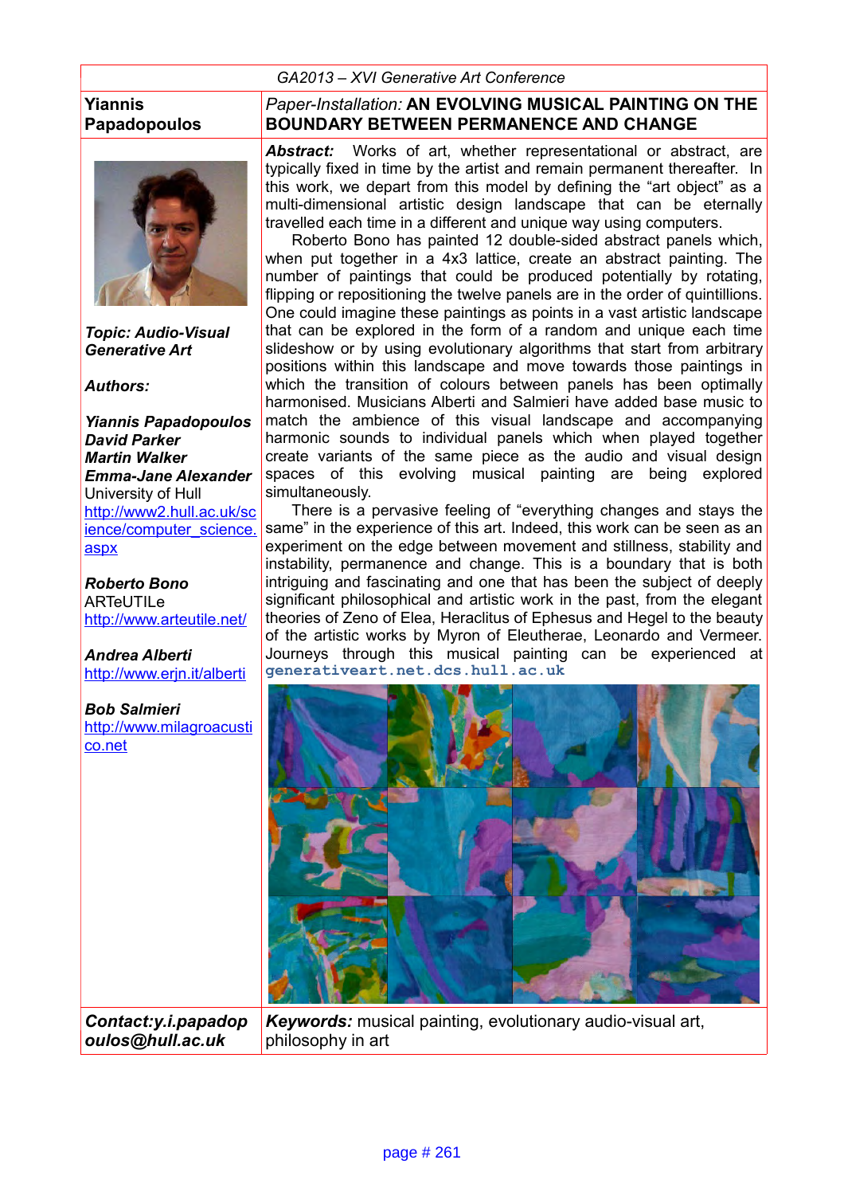GA2013 – XVI Generative Art Conference

**Yiannis Papadopoulos**

*Paper-Installation:* **AN EVOLVING MUSICAL PAINTING ON THE BOUNDARY BETWEEN PERMANENCE AND CHANGE**

***Topic: Audio-Visual Generative Art***

***Authors:***

***Yiannis Papadopoulos***
***David Parker***
***Martin Walker***
***Emma-Jane Alexander***
University of Hull
http://www2.hull.ac.uk/science/computer_science.aspx

***Roberto Bono***
ARTeUTILe
http://www.arteutile.net/

***Andrea Alberti***
http://www.erjn.it/alberti

***Bob Salmieri***
http://www.milagroacustico.net

***Abstract:*** Works of art, whether representational or abstract, are typically fixed in time by the artist and remain permanent thereafter. In this work, we depart from this model by defining the "art object" as a multi-dimensional artistic design landscape that can be eternally travelled each time in a different and unique way using computers.

Roberto Bono has painted 12 double-sided abstract panels which, when put together in a 4x3 lattice, create an abstract painting. The number of paintings that could be produced potentially by rotating, flipping or repositioning the twelve panels are in the order of quintillions. One could imagine these paintings as points in a vast artistic landscape that can be explored in the form of a random and unique each time slideshow or by using evolutionary algorithms that start from arbitrary positions within this landscape and move towards those paintings in which the transition of colours between panels has been optimally harmonised. Musicians Alberti and Salmieri have added base music to match the ambience of this visual landscape and accompanying harmonic sounds to individual panels which when played together create variants of the same piece as the audio and visual design spaces of this evolving musical painting are being explored simultaneously.

There is a pervasive feeling of "everything changes and stays the same" in the experience of this art. Indeed, this work can be seen as an experiment on the edge between movement and stillness, stability and instability, permanence and change. This is a boundary that is both intriguing and fascinating and one that has been the subject of deeply significant philosophical and artistic work in the past, from the elegant theories of Zeno of Elea, Heraclitus of Ephesus and Hegel to the beauty of the artistic works by Myron of Eleutherae, Leonardo and Vermeer. Journeys through this musical painting can be experienced at `generativeart.net.dcs.hull.ac.uk`

***Contact:y.i.papadopoulos@hull.ac.uk***

***Keywords:*** musical painting, evolutionary audio-visual art, philosophy in art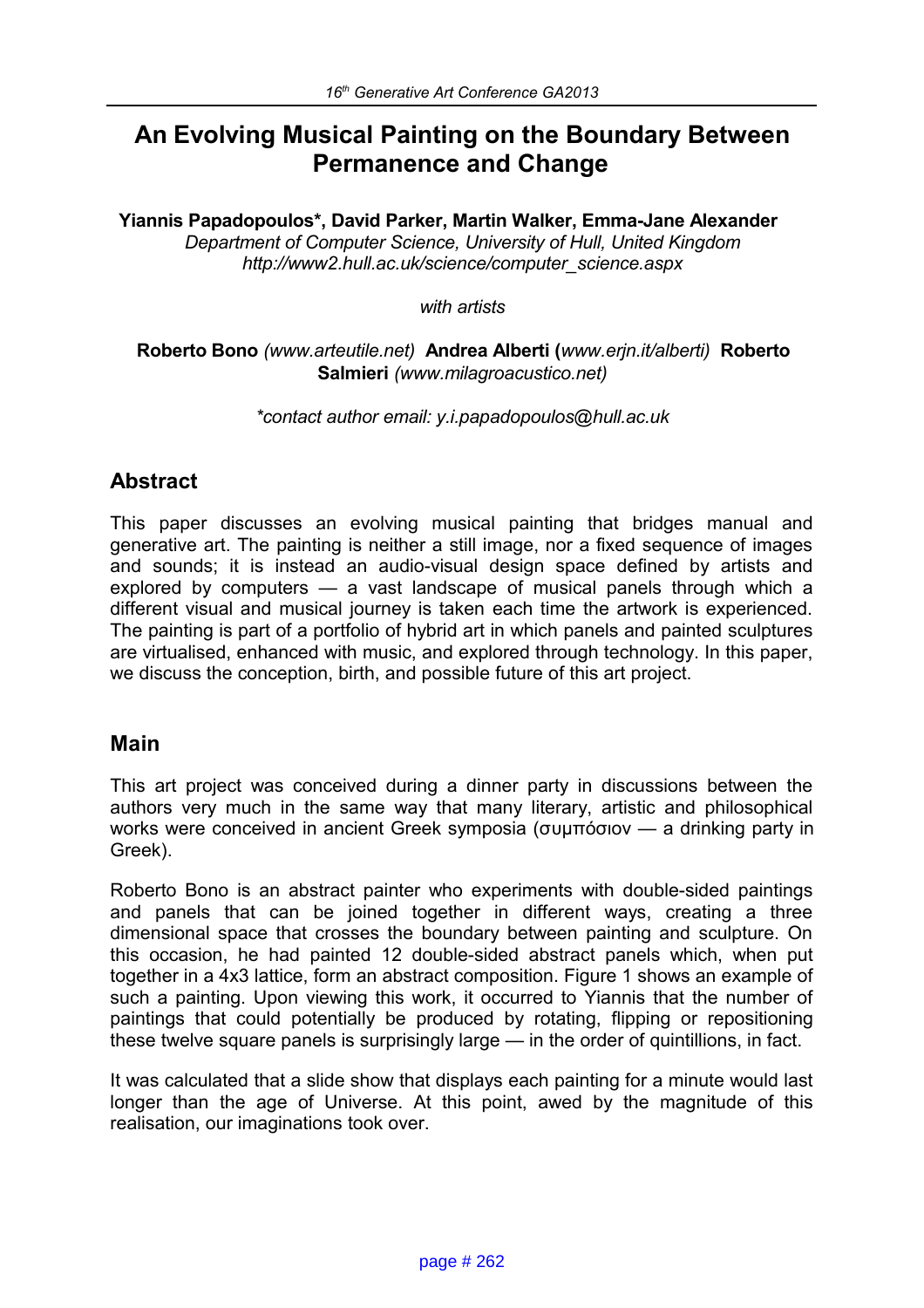# An Evolving Musical Painting on the Boundary Between Permanence and Change

**Yiannis Papadopoulos*, David Parker, Martin Walker, Emma-Jane Alexander**
*Department of Computer Science, University of Hull, United Kingdom*
*http://www2.hull.ac.uk/science/computer_science.aspx*

*with artists*

**Roberto Bono** *(www.arteutile.net)* **Andrea Alberti (***www.erjn.it/alberti)* **Roberto Salmieri** *(www.milagroacustico.net)*

**contact author email: y.i.papadopoulos@hull.ac.uk*

## Abstract

This paper discusses an evolving musical painting that bridges manual and generative art. The painting is neither a still image, nor a fixed sequence of images and sounds; it is instead an audio-visual design space defined by artists and explored by computers — a vast landscape of musical panels through which a different visual and musical journey is taken each time the artwork is experienced. The painting is part of a portfolio of hybrid art in which panels and painted sculptures are virtualised, enhanced with music, and explored through technology. In this paper, we discuss the conception, birth, and possible future of this art project.

## Main

This art project was conceived during a dinner party in discussions between the authors very much in the same way that many literary, artistic and philosophical works were conceived in ancient Greek symposia (συμπόσιον — a drinking party in Greek).

Roberto Bono is an abstract painter who experiments with double-sided paintings and panels that can be joined together in different ways, creating a three dimensional space that crosses the boundary between painting and sculpture. On this occasion, he had painted 12 double-sided abstract panels which, when put together in a 4x3 lattice, form an abstract composition. Figure 1 shows an example of such a painting. Upon viewing this work, it occurred to Yiannis that the number of paintings that could potentially be produced by rotating, flipping or repositioning these twelve square panels is surprisingly large — in the order of quintillions, in fact.

It was calculated that a slide show that displays each painting for a minute would last longer than the age of Universe. At this point, awed by the magnitude of this realisation, our imaginations took over.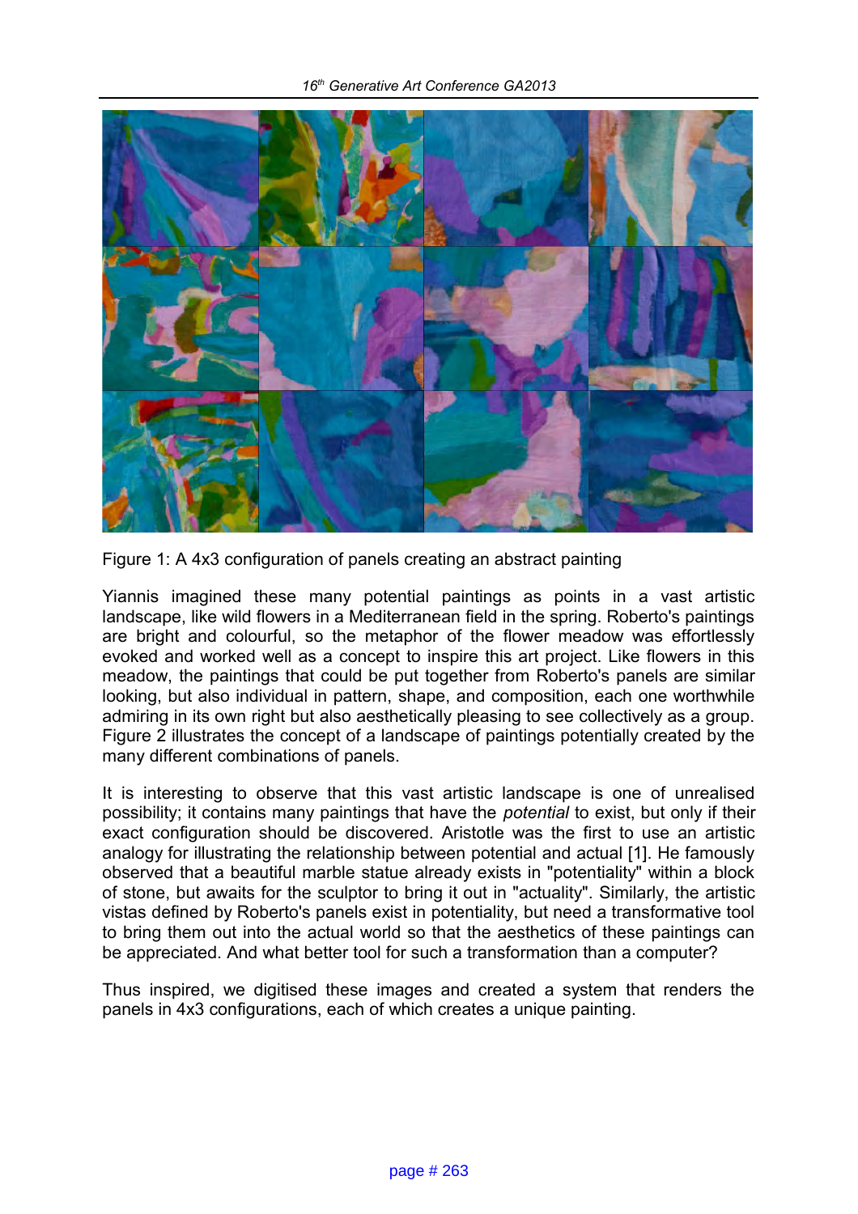Figure 1: A 4x3 configuration of panels creating an abstract painting

Yiannis imagined these many potential paintings as points in a vast artistic landscape, like wild flowers in a Mediterranean field in the spring. Roberto's paintings are bright and colourful, so the metaphor of the flower meadow was effortlessly evoked and worked well as a concept to inspire this art project. Like flowers in this meadow, the paintings that could be put together from Roberto's panels are similar looking, but also individual in pattern, shape, and composition, each one worthwhile admiring in its own right but also aesthetically pleasing to see collectively as a group. Figure 2 illustrates the concept of a landscape of paintings potentially created by the many different combinations of panels.

It is interesting to observe that this vast artistic landscape is one of unrealised possibility; it contains many paintings that have the *potential* to exist, but only if their exact configuration should be discovered. Aristotle was the first to use an artistic analogy for illustrating the relationship between potential and actual [1]. He famously observed that a beautiful marble statue already exists in "potentiality" within a block of stone, but awaits for the sculptor to bring it out in "actuality". Similarly, the artistic vistas defined by Roberto's panels exist in potentiality, but need a transformative tool to bring them out into the actual world so that the aesthetics of these paintings can be appreciated. And what better tool for such a transformation than a computer?

Thus inspired, we digitised these images and created a system that renders the panels in 4x3 configurations, each of which creates a unique painting.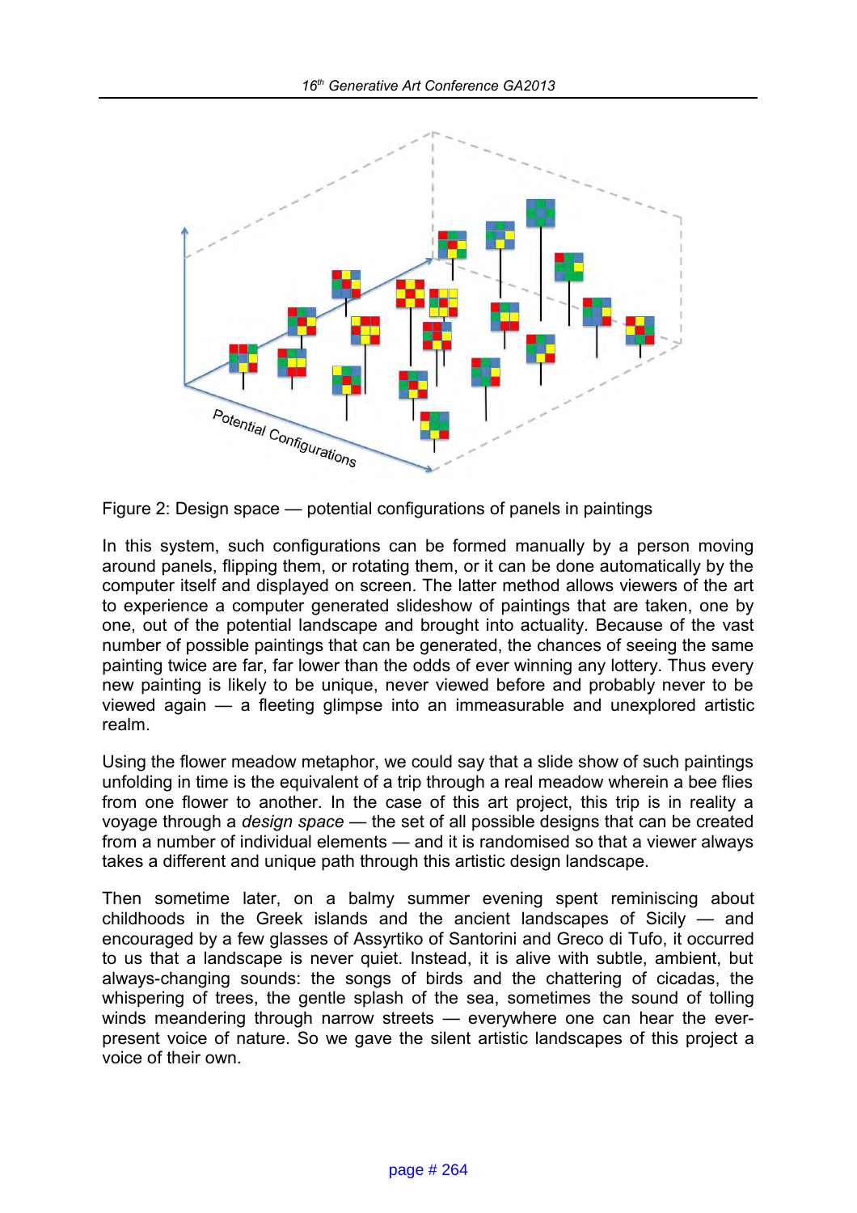Potential Configurations

Figure 2: Design space — potential configurations of panels in paintings

In this system, such configurations can be formed manually by a person moving around panels, flipping them, or rotating them, or it can be done automatically by the computer itself and displayed on screen. The latter method allows viewers of the art to experience a computer generated slideshow of paintings that are taken, one by one, out of the potential landscape and brought into actuality. Because of the vast number of possible paintings that can be generated, the chances of seeing the same painting twice are far, far lower than the odds of ever winning any lottery. Thus every new painting is likely to be unique, never viewed before and probably never to be viewed again — a fleeting glimpse into an immeasurable and unexplored artistic realm.

Using the flower meadow metaphor, we could say that a slide show of such paintings unfolding in time is the equivalent of a trip through a real meadow wherein a bee flies from one flower to another. In the case of this art project, this trip is in reality a voyage through a *design space* — the set of all possible designs that can be created from a number of individual elements — and it is randomised so that a viewer always takes a different and unique path through this artistic design landscape.

Then sometime later, on a balmy summer evening spent reminiscing about childhoods in the Greek islands and the ancient landscapes of Sicily — and encouraged by a few glasses of Assyrtiko of Santorini and Greco di Tufo, it occurred to us that a landscape is never quiet. Instead, it is alive with subtle, ambient, but always-changing sounds: the songs of birds and the chattering of cicadas, the whispering of trees, the gentle splash of the sea, sometimes the sound of tolling winds meandering through narrow streets — everywhere one can hear the ever-present voice of nature. So we gave the silent artistic landscapes of this project a voice of their own.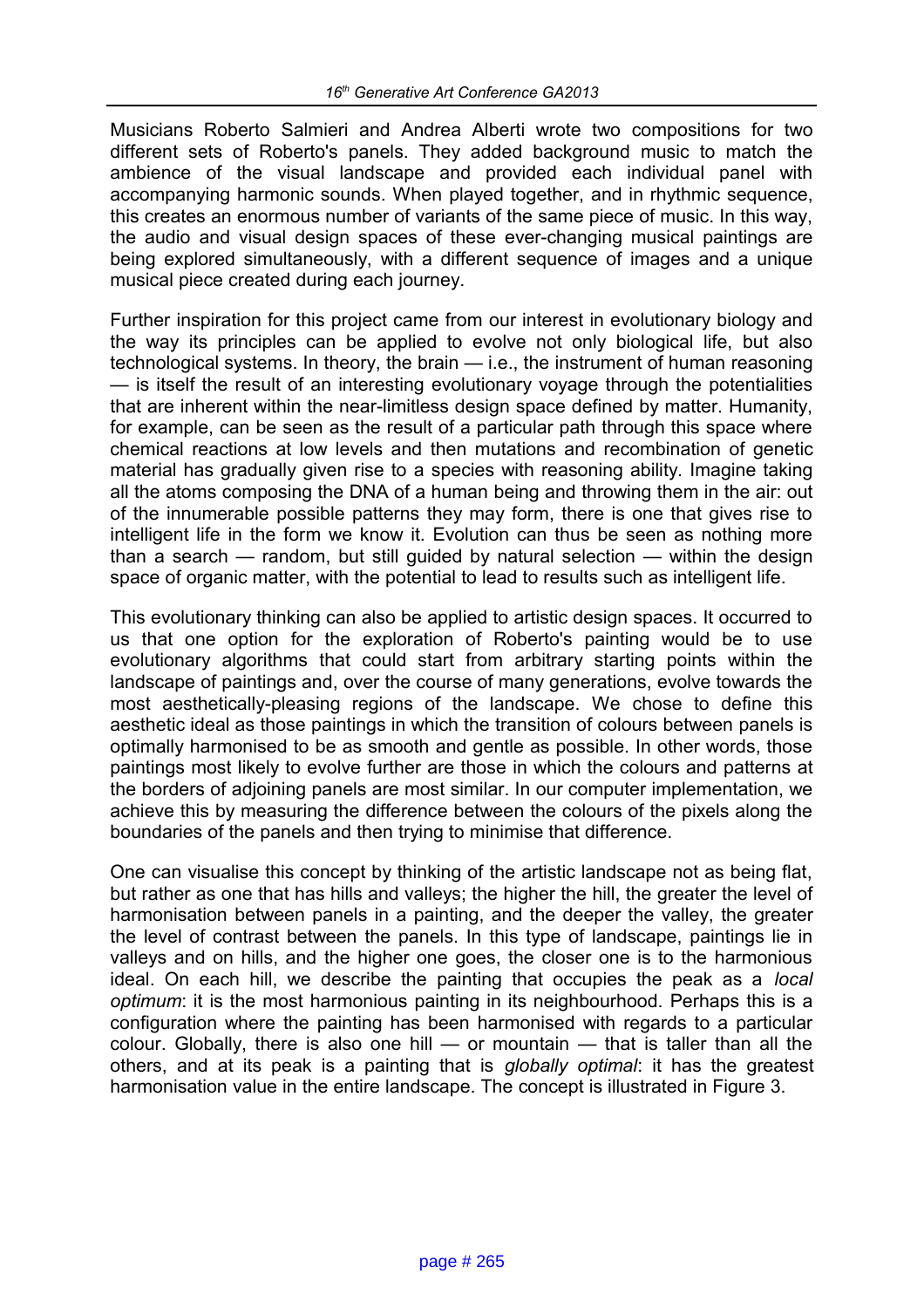Musicians Roberto Salmieri and Andrea Alberti wrote two compositions for two different sets of Roberto's panels. They added background music to match the ambience of the visual landscape and provided each individual panel with accompanying harmonic sounds. When played together, and in rhythmic sequence, this creates an enormous number of variants of the same piece of music. In this way, the audio and visual design spaces of these ever-changing musical paintings are being explored simultaneously, with a different sequence of images and a unique musical piece created during each journey.

Further inspiration for this project came from our interest in evolutionary biology and the way its principles can be applied to evolve not only biological life, but also technological systems. In theory, the brain — i.e., the instrument of human reasoning — is itself the result of an interesting evolutionary voyage through the potentialities that are inherent within the near-limitless design space defined by matter. Humanity, for example, can be seen as the result of a particular path through this space where chemical reactions at low levels and then mutations and recombination of genetic material has gradually given rise to a species with reasoning ability. Imagine taking all the atoms composing the DNA of a human being and throwing them in the air: out of the innumerable possible patterns they may form, there is one that gives rise to intelligent life in the form we know it. Evolution can thus be seen as nothing more than a search — random, but still guided by natural selection — within the design space of organic matter, with the potential to lead to results such as intelligent life.

This evolutionary thinking can also be applied to artistic design spaces. It occurred to us that one option for the exploration of Roberto's painting would be to use evolutionary algorithms that could start from arbitrary starting points within the landscape of paintings and, over the course of many generations, evolve towards the most aesthetically-pleasing regions of the landscape. We chose to define this aesthetic ideal as those paintings in which the transition of colours between panels is optimally harmonised to be as smooth and gentle as possible. In other words, those paintings most likely to evolve further are those in which the colours and patterns at the borders of adjoining panels are most similar. In our computer implementation, we achieve this by measuring the difference between the colours of the pixels along the boundaries of the panels and then trying to minimise that difference.

One can visualise this concept by thinking of the artistic landscape not as being flat, but rather as one that has hills and valleys; the higher the hill, the greater the level of harmonisation between panels in a painting, and the deeper the valley, the greater the level of contrast between the panels. In this type of landscape, paintings lie in valleys and on hills, and the higher one goes, the closer one is to the harmonious ideal. On each hill, we describe the painting that occupies the peak as a *local optimum*: it is the most harmonious painting in its neighbourhood. Perhaps this is a configuration where the painting has been harmonised with regards to a particular colour. Globally, there is also one hill — or mountain — that is taller than all the others, and at its peak is a painting that is *globally optimal*: it has the greatest harmonisation value in the entire landscape. The concept is illustrated in Figure 3.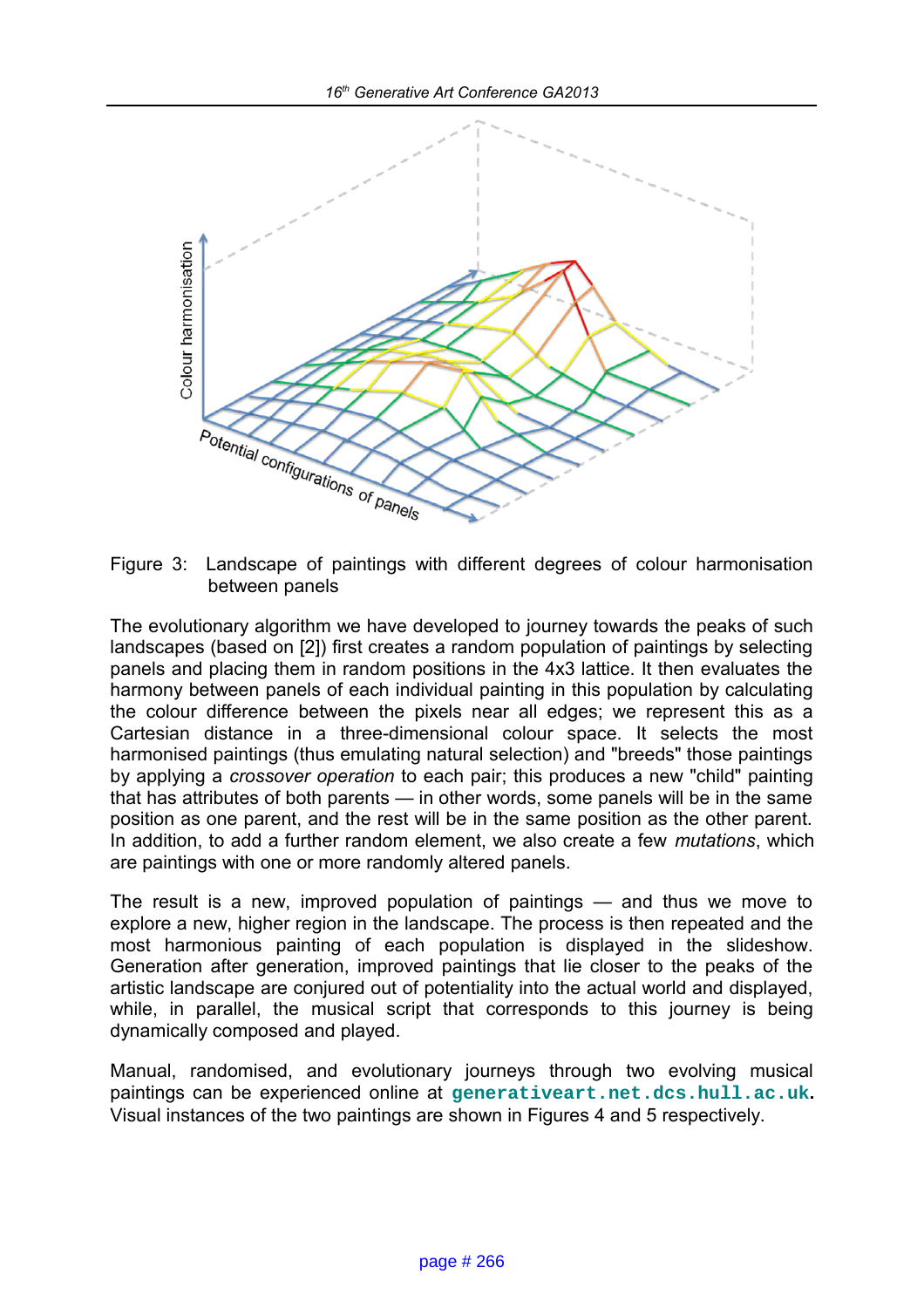Figure 3: Landscape of paintings with different degrees of colour harmonisation between panels

The evolutionary algorithm we have developed to journey towards the peaks of such landscapes (based on [2]) first creates a random population of paintings by selecting panels and placing them in random positions in the 4x3 lattice. It then evaluates the harmony between panels of each individual painting in this population by calculating the colour difference between the pixels near all edges; we represent this as a Cartesian distance in a three-dimensional colour space. It selects the most harmonised paintings (thus emulating natural selection) and "breeds" those paintings by applying a *crossover operation* to each pair; this produces a new "child" painting that has attributes of both parents — in other words, some panels will be in the same position as one parent, and the rest will be in the same position as the other parent. In addition, to add a further random element, we also create a few *mutations*, which are paintings with one or more randomly altered panels.

The result is a new, improved population of paintings — and thus we move to explore a new, higher region in the landscape. The process is then repeated and the most harmonious painting of each population is displayed in the slideshow. Generation after generation, improved paintings that lie closer to the peaks of the artistic landscape are conjured out of potentiality into the actual world and displayed, while, in parallel, the musical script that corresponds to this journey is being dynamically composed and played.

Manual, randomised, and evolutionary journeys through two evolving musical paintings can be experienced online at **generativeart.net.dcs.hull.ac.uk**. Visual instances of the two paintings are shown in Figures 4 and 5 respectively.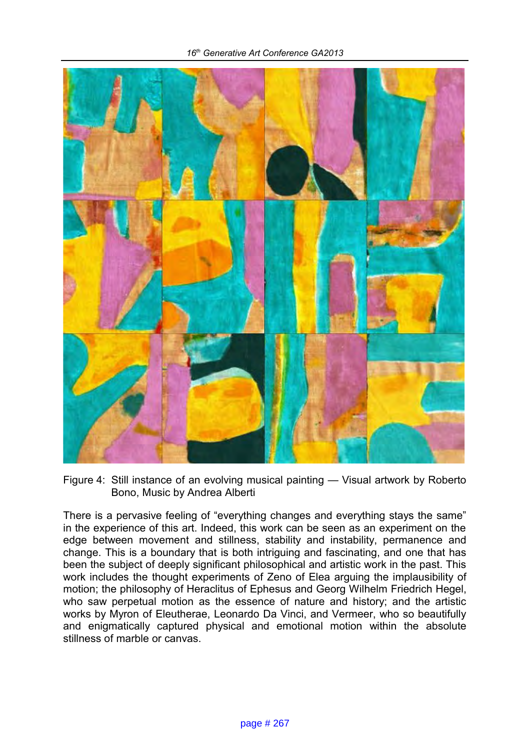Figure 4: Still instance of an evolving musical painting — Visual artwork by Roberto Bono, Music by Andrea Alberti

There is a pervasive feeling of “everything changes and everything stays the same” in the experience of this art. Indeed, this work can be seen as an experiment on the edge between movement and stillness, stability and instability, permanence and change. This is a boundary that is both intriguing and fascinating, and one that has been the subject of deeply significant philosophical and artistic work in the past. This work includes the thought experiments of Zeno of Elea arguing the implausibility of motion; the philosophy of Heraclitus of Ephesus and Georg Wilhelm Friedrich Hegel, who saw perpetual motion as the essence of nature and history; and the artistic works by Myron of Eleutherae, Leonardo Da Vinci, and Vermeer, who so beautifully and enigmatically captured physical and emotional motion within the absolute stillness of marble or canvas.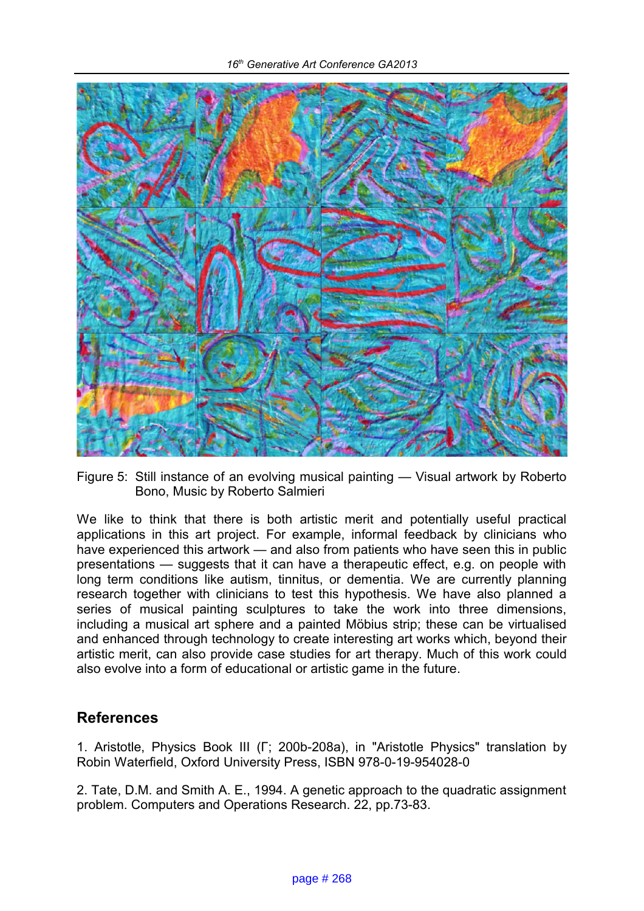Figure 5: Still instance of an evolving musical painting — Visual artwork by Roberto Bono, Music by Roberto Salmieri

We like to think that there is both artistic merit and potentially useful practical applications in this art project. For example, informal feedback by clinicians who have experienced this artwork — and also from patients who have seen this in public presentations — suggests that it can have a therapeutic effect, e.g. on people with long term conditions like autism, tinnitus, or dementia. We are currently planning research together with clinicians to test this hypothesis. We have also planned a series of musical painting sculptures to take the work into three dimensions, including a musical art sphere and a painted Möbius strip; these can be virtualised and enhanced through technology to create interesting art works which, beyond their artistic merit, can also provide case studies for art therapy. Much of this work could also evolve into a form of educational or artistic game in the future.

## References

1. Aristotle, Physics Book III (Γ; 200b-208a), in "Aristotle Physics" translation by Robin Waterfield, Oxford University Press, ISBN 978-0-19-954028-0

2. Tate, D.M. and Smith A. E., 1994. A genetic approach to the quadratic assignment problem. Computers and Operations Research. 22, pp.73-83.